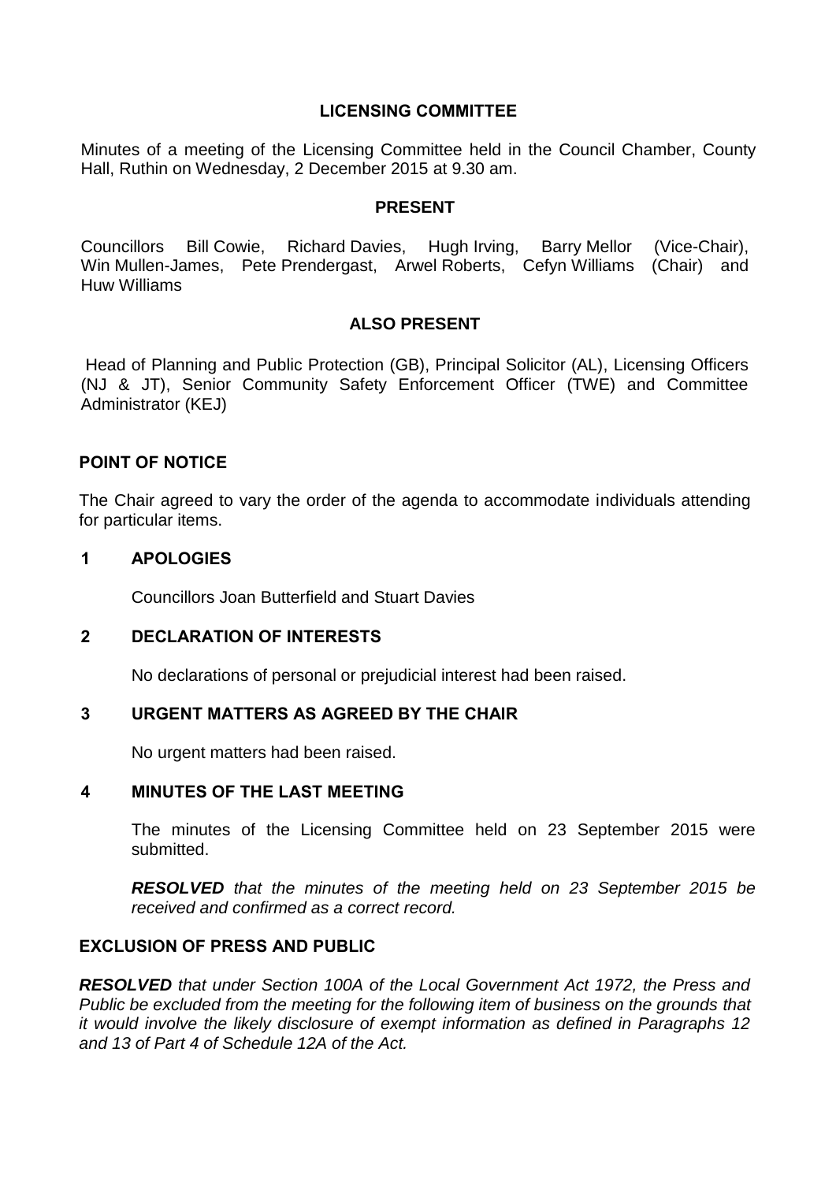# LICENSING COMMITTEE

Minutes of a meeting of the Licensing Committee held in the Council Chamber, County Hall, Ruthin on Wednesday, 2 December 2015 at 9.30 am.

## PRESENT

Councillors Bill Cowie, Richard Davies, Hugh Irving, Barry Mellor (Vice-Chair), Win Mullen-James, Pete Prendergast, Arwel Roberts, Cefyn Williams (Chair) and Huw Williams

## ALSO PRESENT

Head of Planning and Public Protection (GB), Principal Solicitor (AL), Licensing Officers (NJ & JT), Senior Community Safety Enforcement Officer (TWE) and Committee Administrator (KEJ)

## POINT OF NOTICE

The Chair agreed to vary the order of the agenda to accommodate individuals attending for particular items.

## 1 APOLOGIES

Councillors Joan Butterfield and Stuart Davies

## 2 DECLARATION OF INTERESTS

No declarations of personal or prejudicial interest had been raised.

## 3 URGENT MATTERS AS AGREED BY THE CHAIR

No urgent matters had been raised.

## 4 MINUTES OF THE LAST MEETING

The minutes of the Licensing Committee held on 23 September 2015 were submitted.

***RESOLVED*** *that the minutes of the meeting held on 23 September 2015 be received and confirmed as a correct record.*

## EXCLUSION OF PRESS AND PUBLIC

***RESOLVED*** *that under Section 100A of the Local Government Act 1972, the Press and Public be excluded from the meeting for the following item of business on the grounds that it would involve the likely disclosure of exempt information as defined in Paragraphs 12 and 13 of Part 4 of Schedule 12A of the Act.*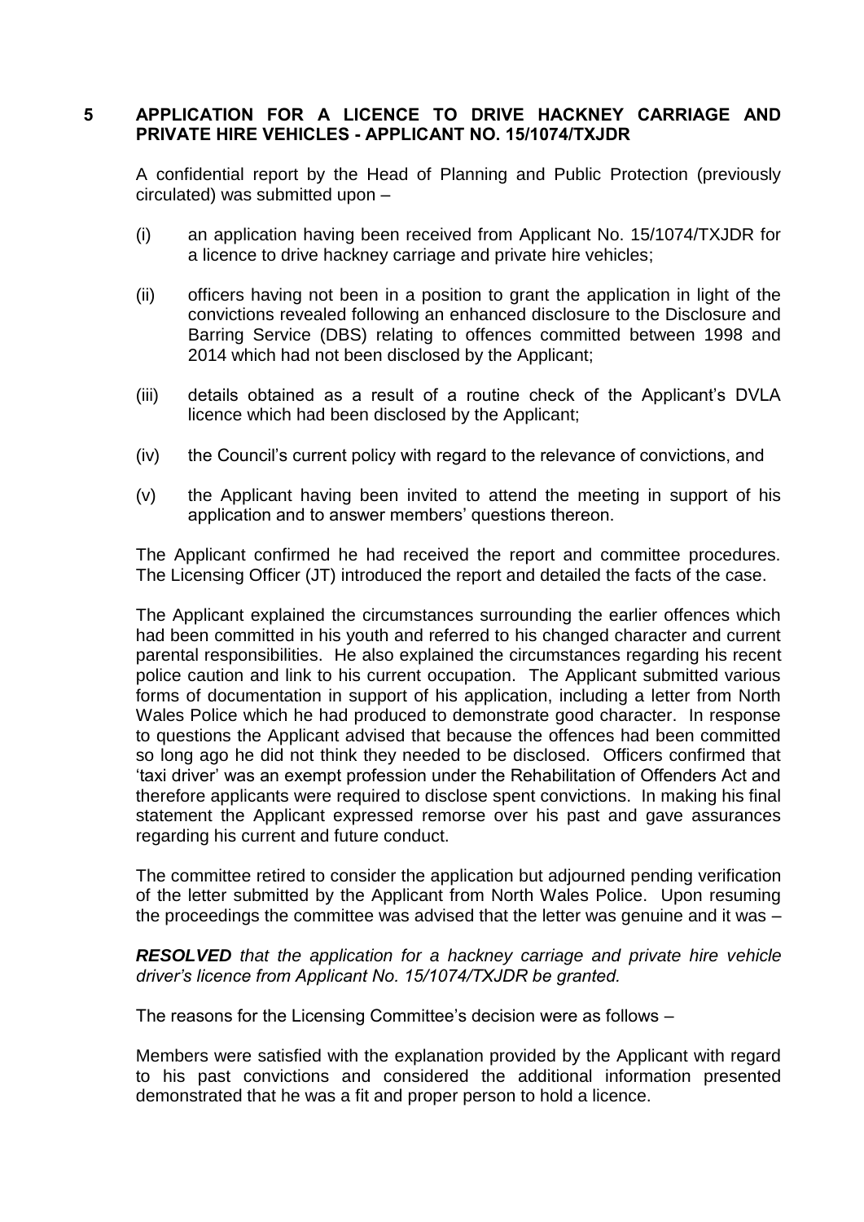## 5 APPLICATION FOR A LICENCE TO DRIVE HACKNEY CARRIAGE AND PRIVATE HIRE VEHICLES - APPLICANT NO. 15/1074/TXJDR

A confidential report by the Head of Planning and Public Protection (previously circulated) was submitted upon –

(i) an application having been received from Applicant No. 15/1074/TXJDR for a licence to drive hackney carriage and private hire vehicles;

(ii) officers having not been in a position to grant the application in light of the convictions revealed following an enhanced disclosure to the Disclosure and Barring Service (DBS) relating to offences committed between 1998 and 2014 which had not been disclosed by the Applicant;

(iii) details obtained as a result of a routine check of the Applicant's DVLA licence which had been disclosed by the Applicant;

(iv) the Council's current policy with regard to the relevance of convictions, and

(v) the Applicant having been invited to attend the meeting in support of his application and to answer members' questions thereon.

The Applicant confirmed he had received the report and committee procedures. The Licensing Officer (JT) introduced the report and detailed the facts of the case.

The Applicant explained the circumstances surrounding the earlier offences which had been committed in his youth and referred to his changed character and current parental responsibilities. He also explained the circumstances regarding his recent police caution and link to his current occupation. The Applicant submitted various forms of documentation in support of his application, including a letter from North Wales Police which he had produced to demonstrate good character. In response to questions the Applicant advised that because the offences had been committed so long ago he did not think they needed to be disclosed. Officers confirmed that 'taxi driver' was an exempt profession under the Rehabilitation of Offenders Act and therefore applicants were required to disclose spent convictions. In making his final statement the Applicant expressed remorse over his past and gave assurances regarding his current and future conduct.

The committee retired to consider the application but adjourned pending verification of the letter submitted by the Applicant from North Wales Police. Upon resuming the proceedings the committee was advised that the letter was genuine and it was –

***RESOLVED*** *that the application for a hackney carriage and private hire vehicle driver's licence from Applicant No. 15/1074/TXJDR be granted.*

The reasons for the Licensing Committee's decision were as follows –

Members were satisfied with the explanation provided by the Applicant with regard to his past convictions and considered the additional information presented demonstrated that he was a fit and proper person to hold a licence.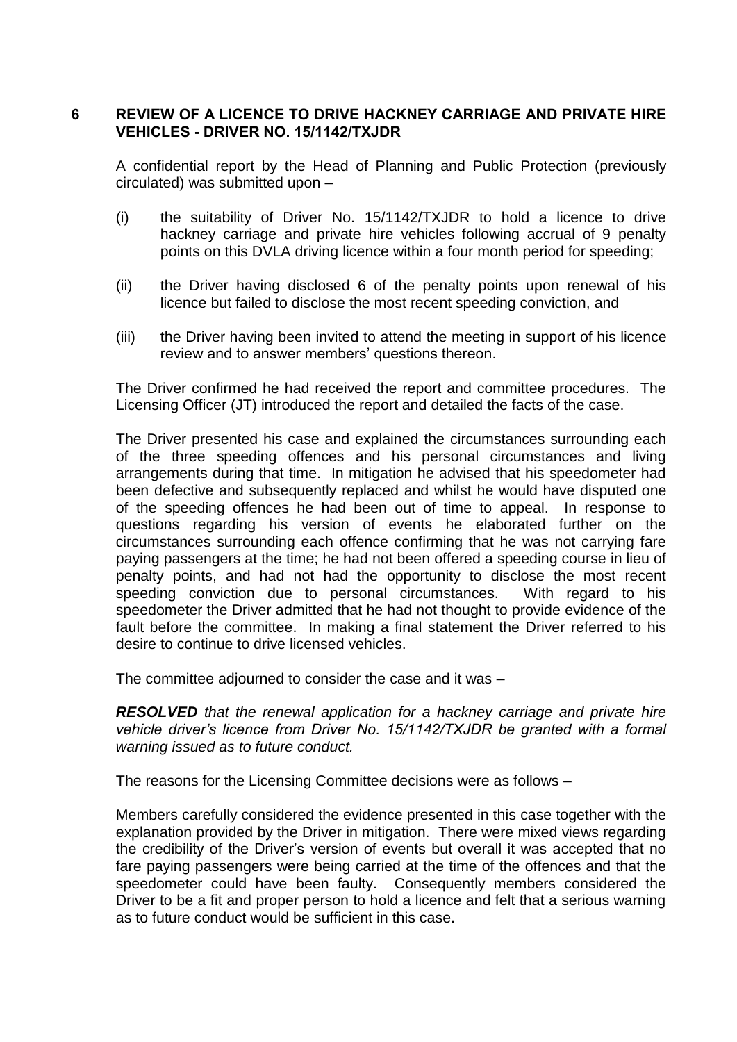## 6 REVIEW OF A LICENCE TO DRIVE HACKNEY CARRIAGE AND PRIVATE HIRE VEHICLES - DRIVER NO. 15/1142/TXJDR

A confidential report by the Head of Planning and Public Protection (previously circulated) was submitted upon –

(i) the suitability of Driver No. 15/1142/TXJDR to hold a licence to drive hackney carriage and private hire vehicles following accrual of 9 penalty points on this DVLA driving licence within a four month period for speeding;

(ii) the Driver having disclosed 6 of the penalty points upon renewal of his licence but failed to disclose the most recent speeding conviction, and

(iii) the Driver having been invited to attend the meeting in support of his licence review and to answer members' questions thereon.

The Driver confirmed he had received the report and committee procedures. The Licensing Officer (JT) introduced the report and detailed the facts of the case.

The Driver presented his case and explained the circumstances surrounding each of the three speeding offences and his personal circumstances and living arrangements during that time. In mitigation he advised that his speedometer had been defective and subsequently replaced and whilst he would have disputed one of the speeding offences he had been out of time to appeal. In response to questions regarding his version of events he elaborated further on the circumstances surrounding each offence confirming that he was not carrying fare paying passengers at the time; he had not been offered a speeding course in lieu of penalty points, and had not had the opportunity to disclose the most recent speeding conviction due to personal circumstances. With regard to his speedometer the Driver admitted that he had not thought to provide evidence of the fault before the committee. In making a final statement the Driver referred to his desire to continue to drive licensed vehicles.

The committee adjourned to consider the case and it was –

***RESOLVED*** *that the renewal application for a hackney carriage and private hire vehicle driver's licence from Driver No. 15/1142/TXJDR be granted with a formal warning issued as to future conduct.*

The reasons for the Licensing Committee decisions were as follows –

Members carefully considered the evidence presented in this case together with the explanation provided by the Driver in mitigation. There were mixed views regarding the credibility of the Driver's version of events but overall it was accepted that no fare paying passengers were being carried at the time of the offences and that the speedometer could have been faulty. Consequently members considered the Driver to be a fit and proper person to hold a licence and felt that a serious warning as to future conduct would be sufficient in this case.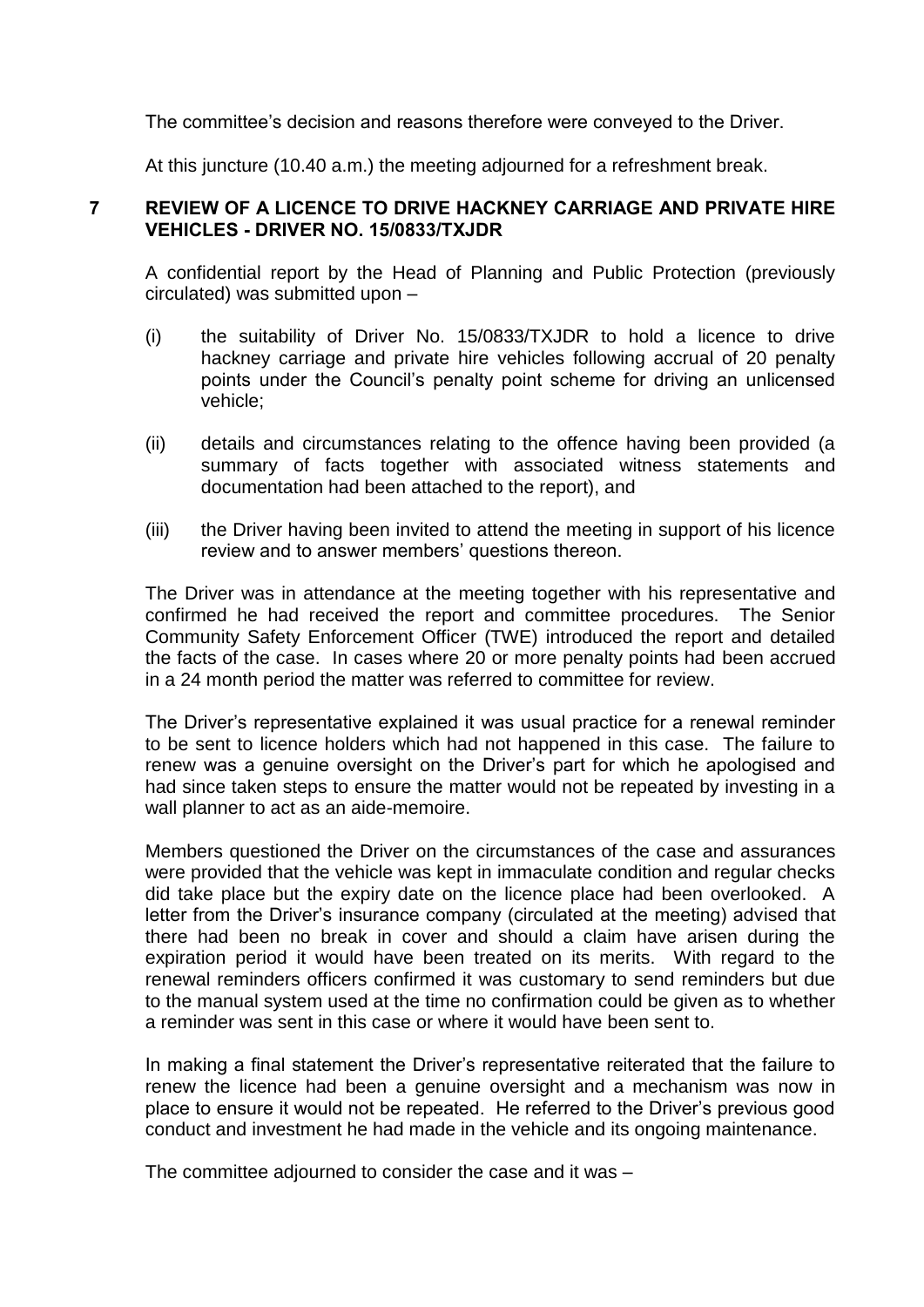The committee's decision and reasons therefore were conveyed to the Driver.

At this juncture (10.40 a.m.) the meeting adjourned for a refreshment break.

## 7 REVIEW OF A LICENCE TO DRIVE HACKNEY CARRIAGE AND PRIVATE HIRE VEHICLES - DRIVER NO. 15/0833/TXJDR

A confidential report by the Head of Planning and Public Protection (previously circulated) was submitted upon –

(i) the suitability of Driver No. 15/0833/TXJDR to hold a licence to drive hackney carriage and private hire vehicles following accrual of 20 penalty points under the Council's penalty point scheme for driving an unlicensed vehicle;

(ii) details and circumstances relating to the offence having been provided (a summary of facts together with associated witness statements and documentation had been attached to the report), and

(iii) the Driver having been invited to attend the meeting in support of his licence review and to answer members' questions thereon.

The Driver was in attendance at the meeting together with his representative and confirmed he had received the report and committee procedures. The Senior Community Safety Enforcement Officer (TWE) introduced the report and detailed the facts of the case. In cases where 20 or more penalty points had been accrued in a 24 month period the matter was referred to committee for review.

The Driver's representative explained it was usual practice for a renewal reminder to be sent to licence holders which had not happened in this case. The failure to renew was a genuine oversight on the Driver's part for which he apologised and had since taken steps to ensure the matter would not be repeated by investing in a wall planner to act as an aide-memoire.

Members questioned the Driver on the circumstances of the case and assurances were provided that the vehicle was kept in immaculate condition and regular checks did take place but the expiry date on the licence place had been overlooked. A letter from the Driver's insurance company (circulated at the meeting) advised that there had been no break in cover and should a claim have arisen during the expiration period it would have been treated on its merits. With regard to the renewal reminders officers confirmed it was customary to send reminders but due to the manual system used at the time no confirmation could be given as to whether a reminder was sent in this case or where it would have been sent to.

In making a final statement the Driver's representative reiterated that the failure to renew the licence had been a genuine oversight and a mechanism was now in place to ensure it would not be repeated. He referred to the Driver's previous good conduct and investment he had made in the vehicle and its ongoing maintenance.

The committee adjourned to consider the case and it was –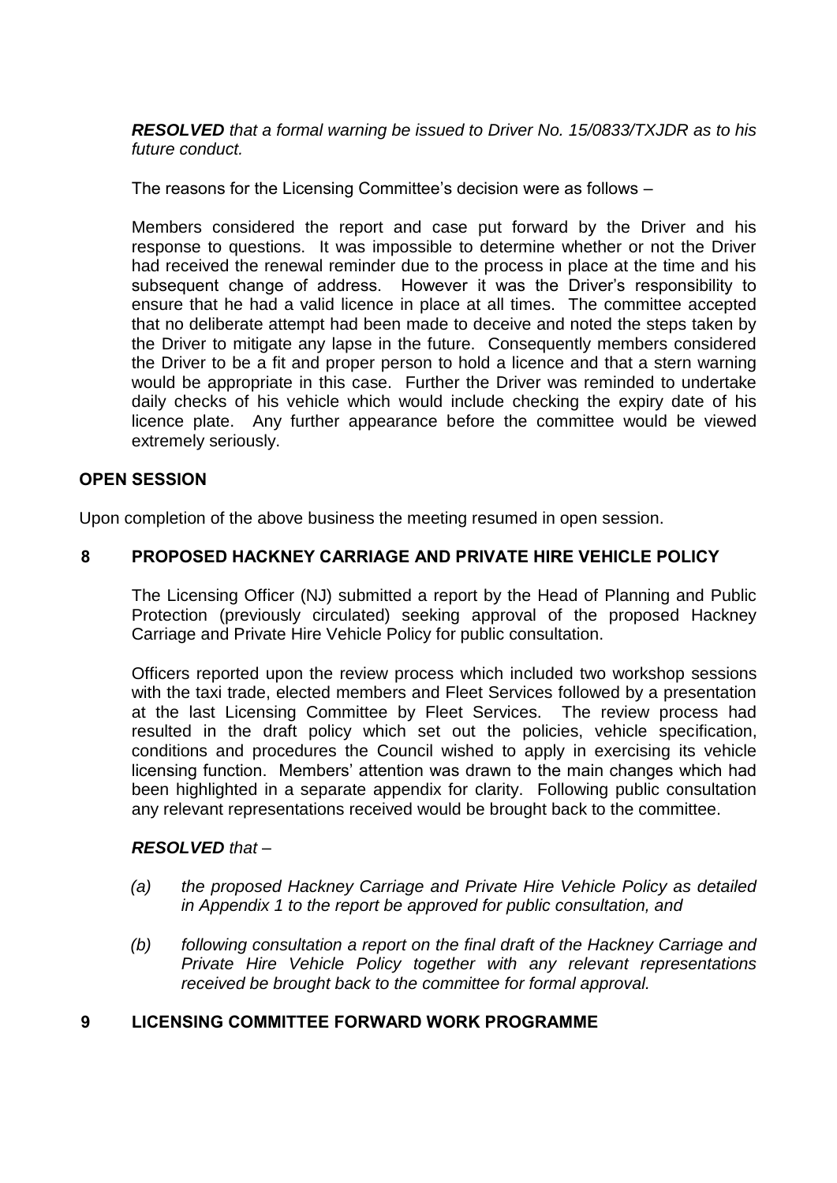***RESOLVED*** *that a formal warning be issued to Driver No. 15/0833/TXJDR as to his future conduct.*

The reasons for the Licensing Committee's decision were as follows –

Members considered the report and case put forward by the Driver and his response to questions. It was impossible to determine whether or not the Driver had received the renewal reminder due to the process in place at the time and his subsequent change of address. However it was the Driver's responsibility to ensure that he had a valid licence in place at all times. The committee accepted that no deliberate attempt had been made to deceive and noted the steps taken by the Driver to mitigate any lapse in the future. Consequently members considered the Driver to be a fit and proper person to hold a licence and that a stern warning would be appropriate in this case. Further the Driver was reminded to undertake daily checks of his vehicle which would include checking the expiry date of his licence plate. Any further appearance before the committee would be viewed extremely seriously.

**OPEN SESSION**

Upon completion of the above business the meeting resumed in open session.

## 8 PROPOSED HACKNEY CARRIAGE AND PRIVATE HIRE VEHICLE POLICY

The Licensing Officer (NJ) submitted a report by the Head of Planning and Public Protection (previously circulated) seeking approval of the proposed Hackney Carriage and Private Hire Vehicle Policy for public consultation.

Officers reported upon the review process which included two workshop sessions with the taxi trade, elected members and Fleet Services followed by a presentation at the last Licensing Committee by Fleet Services. The review process had resulted in the draft policy which set out the policies, vehicle specification, conditions and procedures the Council wished to apply in exercising its vehicle licensing function. Members' attention was drawn to the main changes which had been highlighted in a separate appendix for clarity. Following public consultation any relevant representations received would be brought back to the committee.

***RESOLVED*** *that –*

*(a) the proposed Hackney Carriage and Private Hire Vehicle Policy as detailed in Appendix 1 to the report be approved for public consultation, and*

*(b) following consultation a report on the final draft of the Hackney Carriage and Private Hire Vehicle Policy together with any relevant representations received be brought back to the committee for formal approval.*

## 9 LICENSING COMMITTEE FORWARD WORK PROGRAMME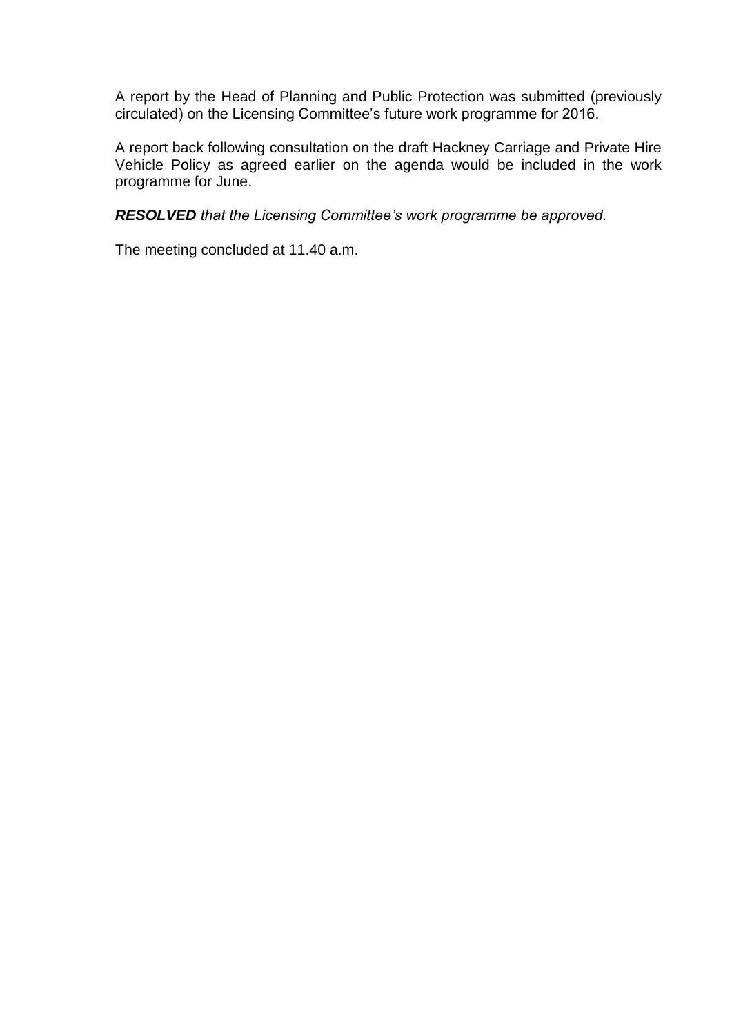A report by the Head of Planning and Public Protection was submitted (previously circulated) on the Licensing Committee's future work programme for 2016.

A report back following consultation on the draft Hackney Carriage and Private Hire Vehicle Policy as agreed earlier on the agenda would be included in the work programme for June.

***RESOLVED*** *that the Licensing Committee's work programme be approved.*

The meeting concluded at 11.40 a.m.